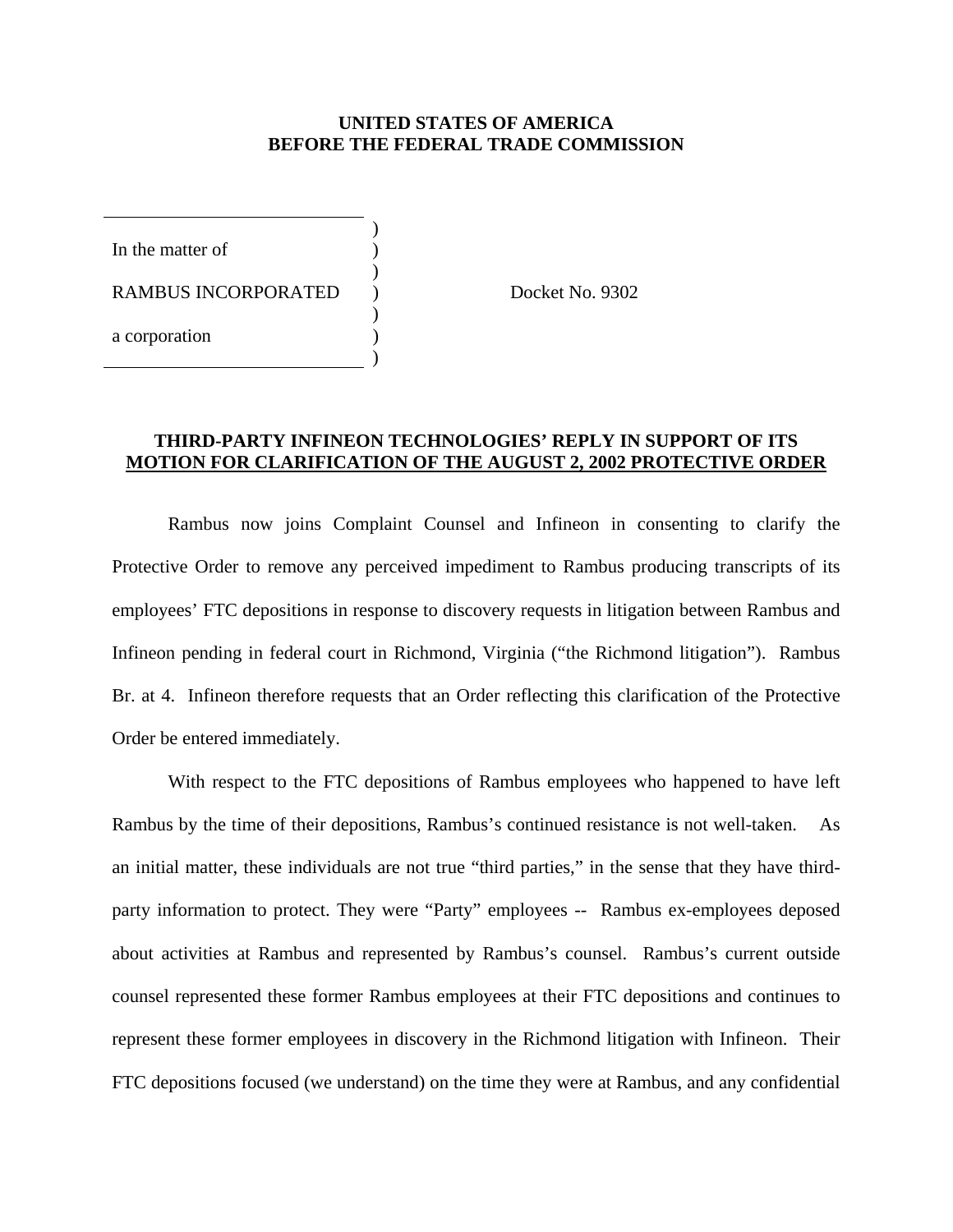**UNITED STATES OF AMERICA**
**BEFORE THE FEDERAL TRADE COMMISSION**

| | |
|---|---|
| In the matter of<br><br>RAMBUS INCORPORATED<br><br>a corporation | Docket No. 9302 |

**THIRD-PARTY INFINEON TECHNOLOGIES' REPLY IN SUPPORT OF ITS MOTION FOR CLARIFICATION OF THE AUGUST 2, 2002 PROTECTIVE ORDER**

Rambus now joins Complaint Counsel and Infineon in consenting to clarify the Protective Order to remove any perceived impediment to Rambus producing transcripts of its employees' FTC depositions in response to discovery requests in litigation between Rambus and Infineon pending in federal court in Richmond, Virginia ("the Richmond litigation"). Rambus Br. at 4. Infineon therefore requests that an Order reflecting this clarification of the Protective Order be entered immediately.

With respect to the FTC depositions of Rambus employees who happened to have left Rambus by the time of their depositions, Rambus's continued resistance is not well-taken. As an initial matter, these individuals are not true "third parties," in the sense that they have third-party information to protect. They were "Party" employees -- Rambus ex-employees deposed about activities at Rambus and represented by Rambus's counsel. Rambus's current outside counsel represented these former Rambus employees at their FTC depositions and continues to represent these former employees in discovery in the Richmond litigation with Infineon. Their FTC depositions focused (we understand) on the time they were at Rambus, and any confidential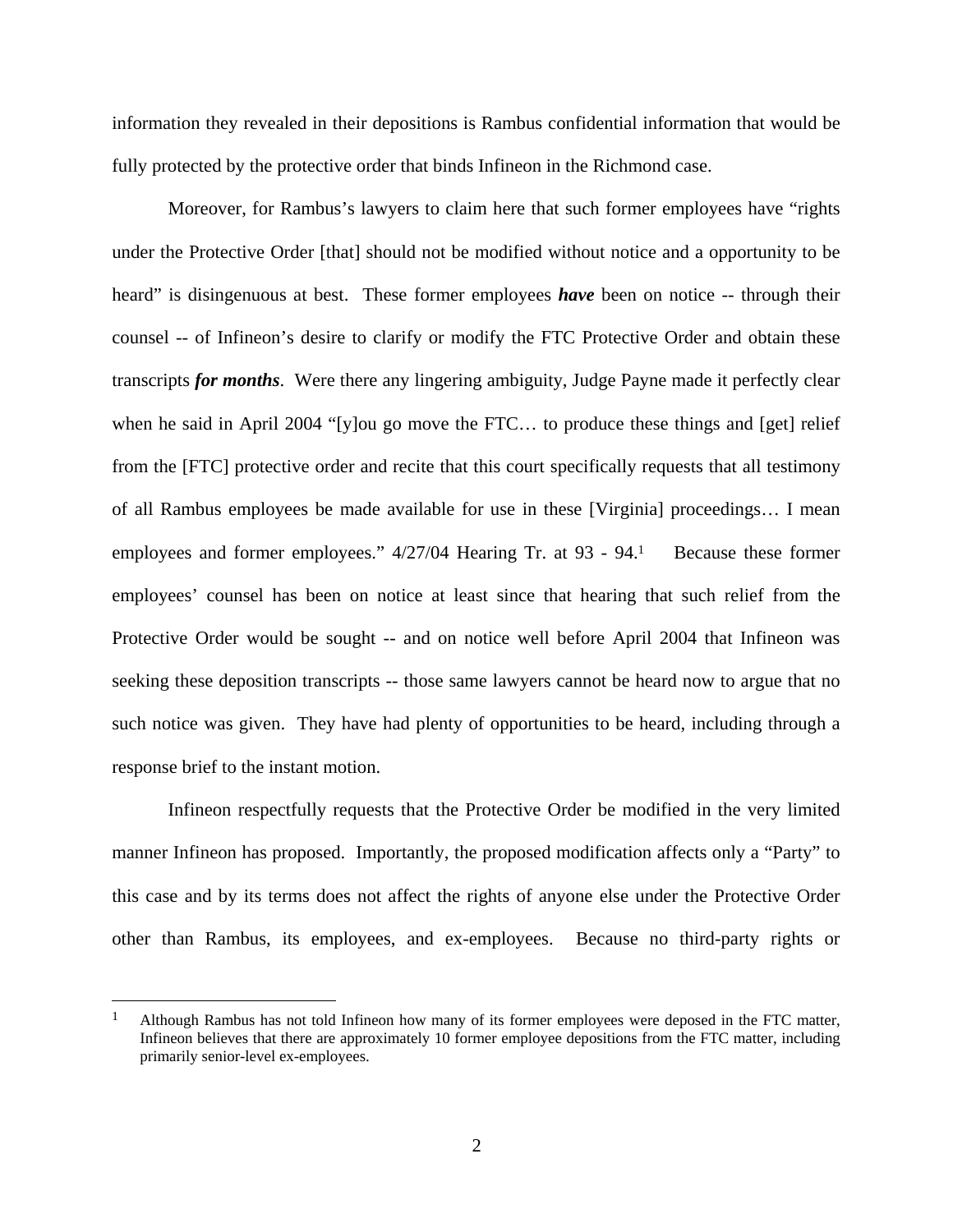information they revealed in their depositions is Rambus confidential information that would be fully protected by the protective order that binds Infineon in the Richmond case.

Moreover, for Rambus's lawyers to claim here that such former employees have "rights under the Protective Order [that] should not be modified without notice and a opportunity to be heard" is disingenuous at best. These former employees ***have*** been on notice -- through their counsel -- of Infineon's desire to clarify or modify the FTC Protective Order and obtain these transcripts ***for months***. Were there any lingering ambiguity, Judge Payne made it perfectly clear when he said in April 2004 "[y]ou go move the FTC… to produce these things and [get] relief from the [FTC] protective order and recite that this court specifically requests that all testimony of all Rambus employees be made available for use in these [Virginia] proceedings… I mean employees and former employees." 4/27/04 Hearing Tr. at 93 - 94.[1] Because these former employees' counsel has been on notice at least since that hearing that such relief from the Protective Order would be sought -- and on notice well before April 2004 that Infineon was seeking these deposition transcripts -- those same lawyers cannot be heard now to argue that no such notice was given. They have had plenty of opportunities to be heard, including through a response brief to the instant motion.

Infineon respectfully requests that the Protective Order be modified in the very limited manner Infineon has proposed. Importantly, the proposed modification affects only a "Party" to this case and by its terms does not affect the rights of anyone else under the Protective Order other than Rambus, its employees, and ex-employees. Because no third-party rights or

[1] Although Rambus has not told Infineon how many of its former employees were deposed in the FTC matter, Infineon believes that there are approximately 10 former employee depositions from the FTC matter, including primarily senior-level ex-employees.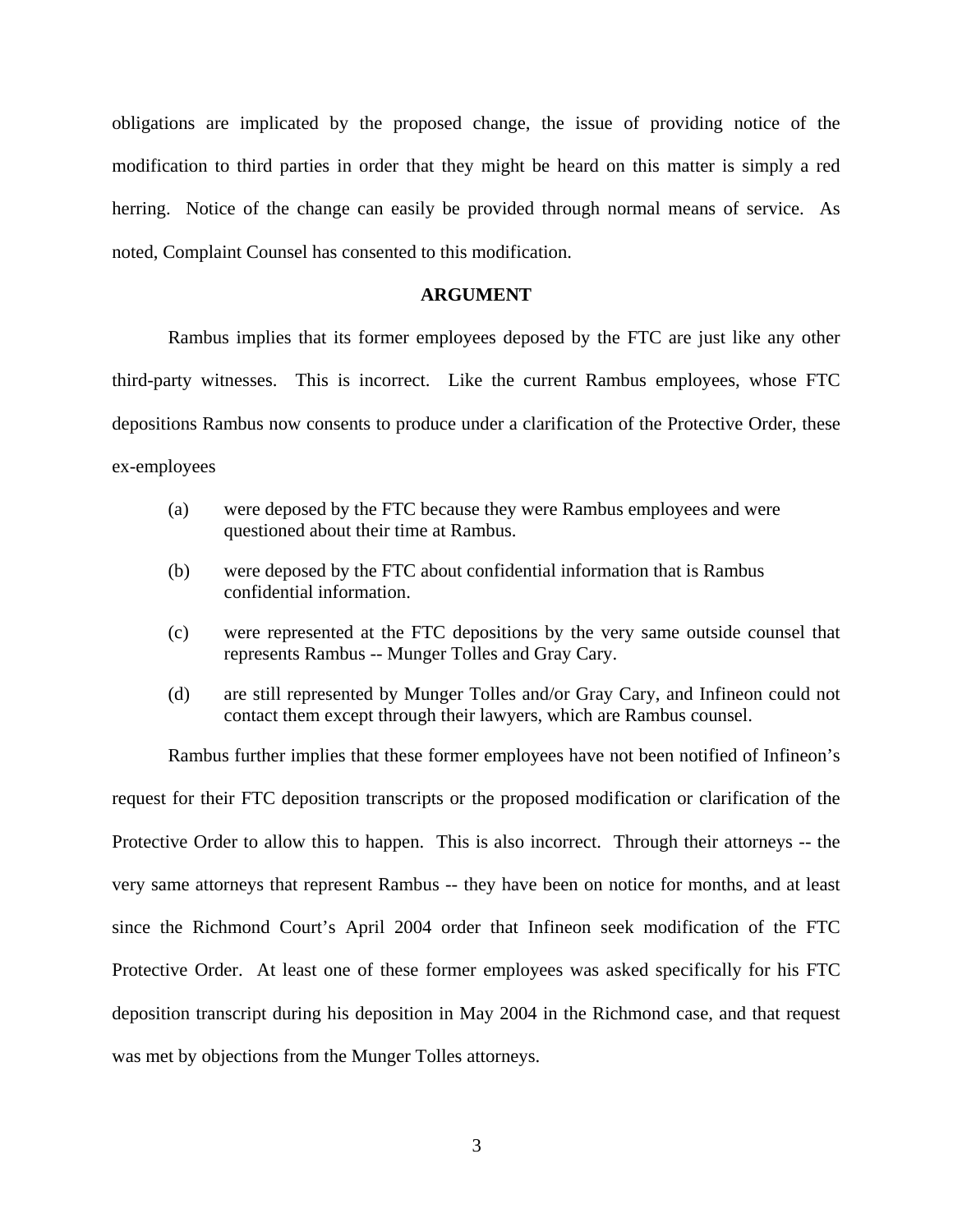obligations are implicated by the proposed change, the issue of providing notice of the modification to third parties in order that they might be heard on this matter is simply a red herring. Notice of the change can easily be provided through normal means of service. As noted, Complaint Counsel has consented to this modification.

## ARGUMENT

Rambus implies that its former employees deposed by the FTC are just like any other third-party witnesses. This is incorrect. Like the current Rambus employees, whose FTC depositions Rambus now consents to produce under a clarification of the Protective Order, these ex-employees

(a) were deposed by the FTC because they were Rambus employees and were questioned about their time at Rambus.

(b) were deposed by the FTC about confidential information that is Rambus confidential information.

(c) were represented at the FTC depositions by the very same outside counsel that represents Rambus -- Munger Tolles and Gray Cary.

(d) are still represented by Munger Tolles and/or Gray Cary, and Infineon could not contact them except through their lawyers, which are Rambus counsel.

Rambus further implies that these former employees have not been notified of Infineon's request for their FTC deposition transcripts or the proposed modification or clarification of the Protective Order to allow this to happen. This is also incorrect. Through their attorneys -- the very same attorneys that represent Rambus -- they have been on notice for months, and at least since the Richmond Court's April 2004 order that Infineon seek modification of the FTC Protective Order. At least one of these former employees was asked specifically for his FTC deposition transcript during his deposition in May 2004 in the Richmond case, and that request was met by objections from the Munger Tolles attorneys.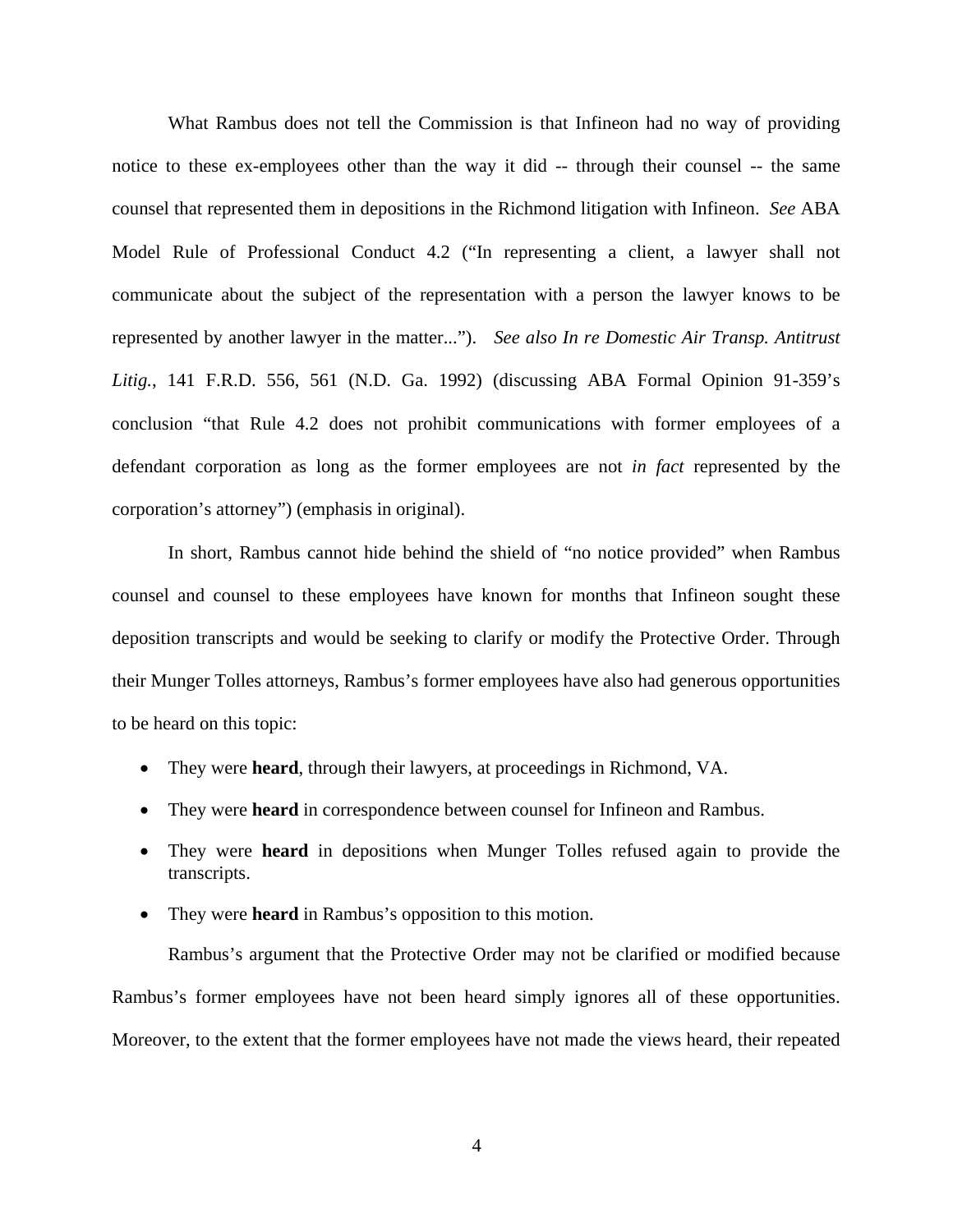What Rambus does not tell the Commission is that Infineon had no way of providing notice to these ex-employees other than the way it did -- through their counsel -- the same counsel that represented them in depositions in the Richmond litigation with Infineon. *See* ABA Model Rule of Professional Conduct 4.2 ("In representing a client, a lawyer shall not communicate about the subject of the representation with a person the lawyer knows to be represented by another lawyer in the matter..."). *See also In re Domestic Air Transp. Antitrust Litig.*, 141 F.R.D. 556, 561 (N.D. Ga. 1992) (discussing ABA Formal Opinion 91-359's conclusion "that Rule 4.2 does not prohibit communications with former employees of a defendant corporation as long as the former employees are not *in fact* represented by the corporation's attorney") (emphasis in original).

In short, Rambus cannot hide behind the shield of "no notice provided" when Rambus counsel and counsel to these employees have known for months that Infineon sought these deposition transcripts and would be seeking to clarify or modify the Protective Order. Through their Munger Tolles attorneys, Rambus's former employees have also had generous opportunities to be heard on this topic:

- They were **heard**, through their lawyers, at proceedings in Richmond, VA.
- They were **heard** in correspondence between counsel for Infineon and Rambus.
- They were **heard** in depositions when Munger Tolles refused again to provide the transcripts.
- They were **heard** in Rambus's opposition to this motion.

Rambus's argument that the Protective Order may not be clarified or modified because Rambus's former employees have not been heard simply ignores all of these opportunities. Moreover, to the extent that the former employees have not made the views heard, their repeated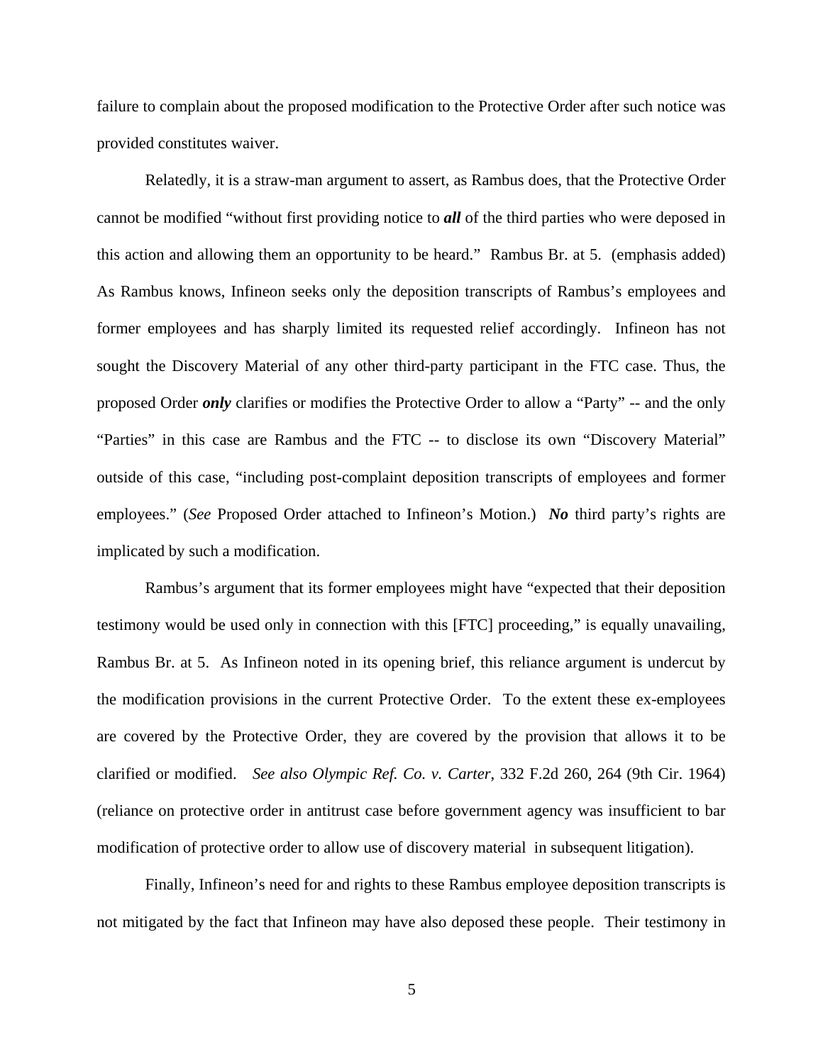failure to complain about the proposed modification to the Protective Order after such notice was provided constitutes waiver.

Relatedly, it is a straw-man argument to assert, as Rambus does, that the Protective Order cannot be modified "without first providing notice to ***all*** of the third parties who were deposed in this action and allowing them an opportunity to be heard." Rambus Br. at 5. (emphasis added) As Rambus knows, Infineon seeks only the deposition transcripts of Rambus's employees and former employees and has sharply limited its requested relief accordingly. Infineon has not sought the Discovery Material of any other third-party participant in the FTC case. Thus, the proposed Order ***only*** clarifies or modifies the Protective Order to allow a "Party" -- and the only "Parties" in this case are Rambus and the FTC -- to disclose its own "Discovery Material" outside of this case, "including post-complaint deposition transcripts of employees and former employees." (*See* Proposed Order attached to Infineon's Motion.) ***No*** third party's rights are implicated by such a modification.

Rambus's argument that its former employees might have "expected that their deposition testimony would be used only in connection with this [FTC] proceeding," is equally unavailing, Rambus Br. at 5. As Infineon noted in its opening brief, this reliance argument is undercut by the modification provisions in the current Protective Order. To the extent these ex-employees are covered by the Protective Order, they are covered by the provision that allows it to be clarified or modified. *See also Olympic Ref. Co. v. Carter*, 332 F.2d 260, 264 (9th Cir. 1964) (reliance on protective order in antitrust case before government agency was insufficient to bar modification of protective order to allow use of discovery material in subsequent litigation).

Finally, Infineon's need for and rights to these Rambus employee deposition transcripts is not mitigated by the fact that Infineon may have also deposed these people. Their testimony in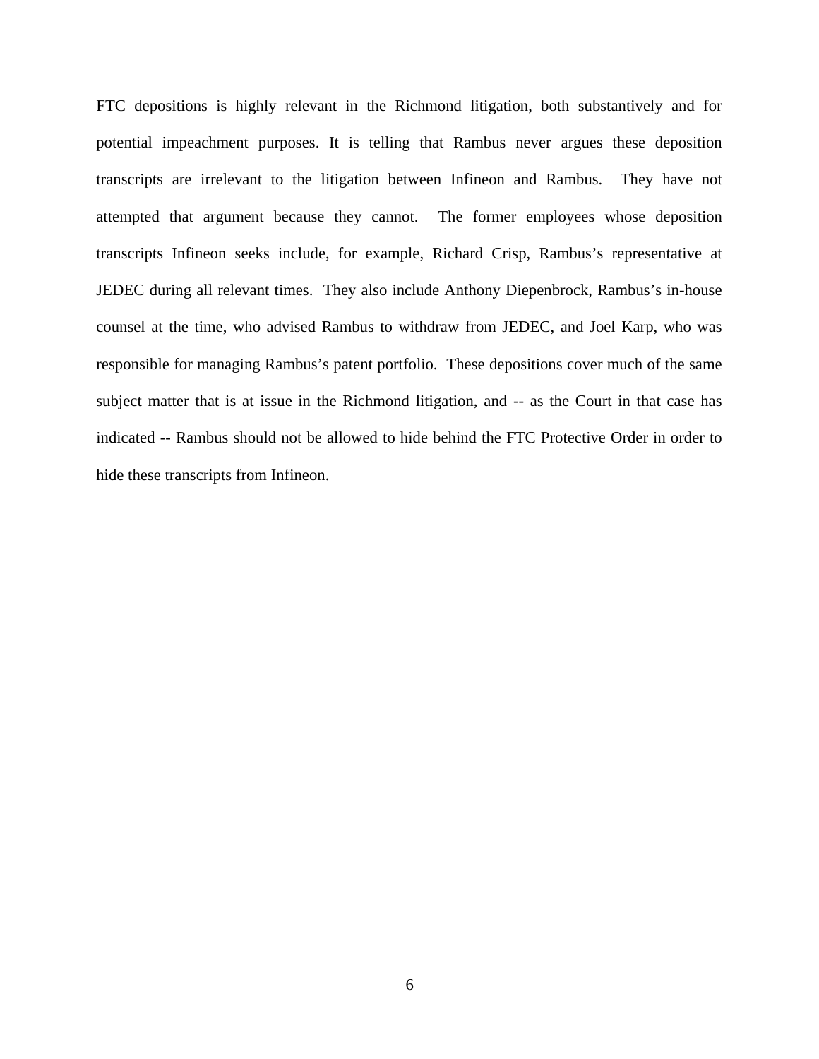FTC depositions is highly relevant in the Richmond litigation, both substantively and for potential impeachment purposes. It is telling that Rambus never argues these deposition transcripts are irrelevant to the litigation between Infineon and Rambus. They have not attempted that argument because they cannot. The former employees whose deposition transcripts Infineon seeks include, for example, Richard Crisp, Rambus's representative at JEDEC during all relevant times. They also include Anthony Diepenbrock, Rambus's in-house counsel at the time, who advised Rambus to withdraw from JEDEC, and Joel Karp, who was responsible for managing Rambus's patent portfolio. These depositions cover much of the same subject matter that is at issue in the Richmond litigation, and -- as the Court in that case has indicated -- Rambus should not be allowed to hide behind the FTC Protective Order in order to hide these transcripts from Infineon.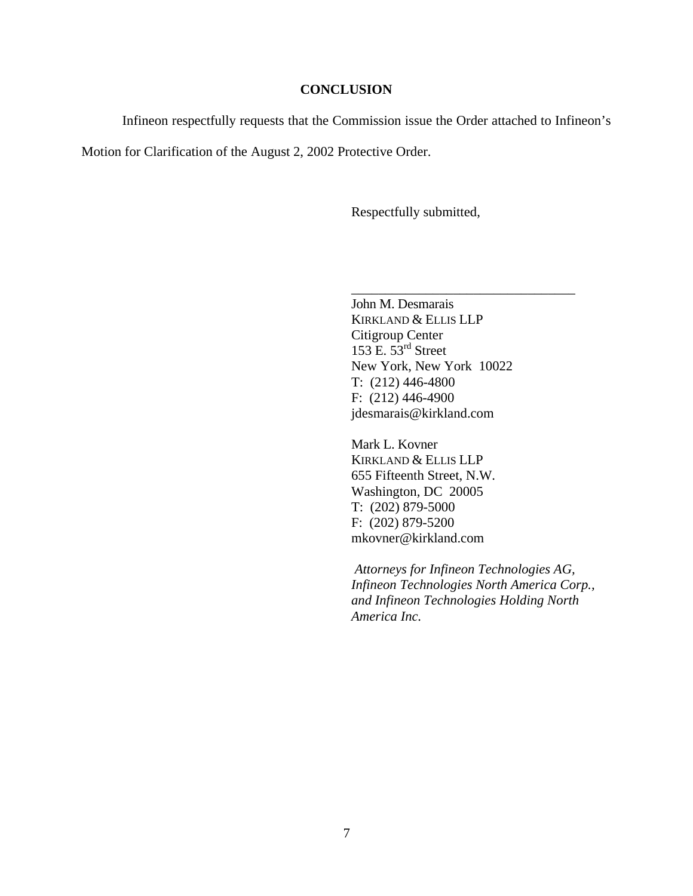## CONCLUSION

Infineon respectfully requests that the Commission issue the Order attached to Infineon's Motion for Clarification of the August 2, 2002 Protective Order.

Respectfully submitted,

\_\_\_\_\_\_\_\_\_\_\_\_\_\_\_\_\_\_\_\_\_\_\_\_\_\_\_\_\_\_\_\_\_\_

John M. Desmarais
KIRKLAND & ELLIS LLP
Citigroup Center
153 E. 53rd Street
New York, New York 10022
T: (212) 446-4800
F: (212) 446-4900
jdesmarais@kirkland.com

Mark L. Kovner
KIRKLAND & ELLIS LLP
655 Fifteenth Street, N.W.
Washington, DC 20005
T: (202) 879-5000
F: (202) 879-5200
mkovner@kirkland.com

*Attorneys for Infineon Technologies AG, Infineon Technologies North America Corp., and Infineon Technologies Holding North America Inc.*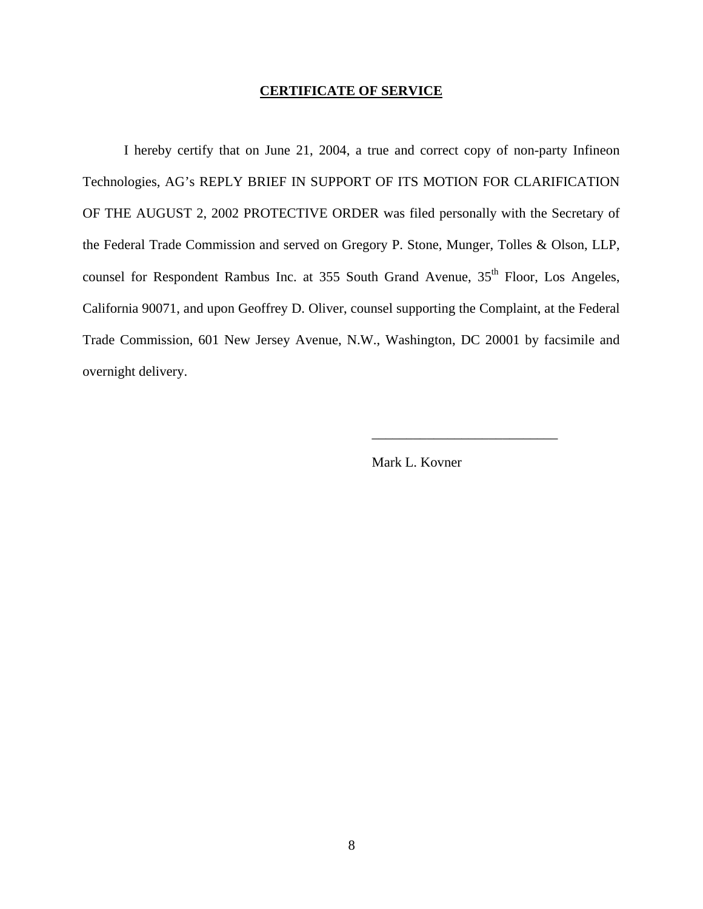# **CERTIFICATE OF SERVICE**

I hereby certify that on June 21, 2004, a true and correct copy of non-party Infineon Technologies, AG's REPLY BRIEF IN SUPPORT OF ITS MOTION FOR CLARIFICATION OF THE AUGUST 2, 2002 PROTECTIVE ORDER was filed personally with the Secretary of the Federal Trade Commission and served on Gregory P. Stone, Munger, Tolles & Olson, LLP, counsel for Respondent Rambus Inc. at 355 South Grand Avenue, 35th Floor, Los Angeles, California 90071, and upon Geoffrey D. Oliver, counsel supporting the Complaint, at the Federal Trade Commission, 601 New Jersey Avenue, N.W., Washington, DC 20001 by facsimile and overnight delivery.

\_\_\_\_\_\_\_\_\_\_\_\_\_\_\_\_\_\_\_\_\_\_\_\_\_\_\_

Mark L. Kovner